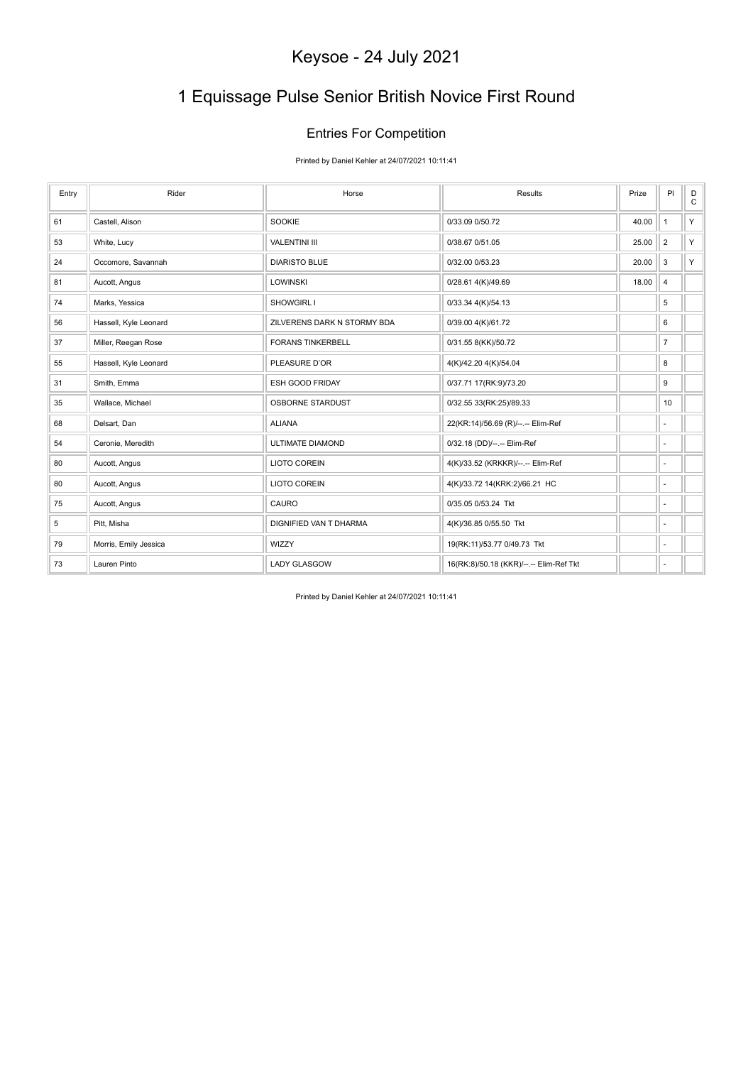# Keysoe - 24 July 2021

## 1 Equissage Pulse Senior British Novice First Round

### Entries For Competition

Printed by Daniel Kehler at 24/07/2021 10:11:41

| Entry | Rider | Horse | Results | Prize | Pl | DC |
|---|---|---|---|---|---|---|
| 61 | Castell, Alison | SOOKIE | 0/33.09 0/50.72 | 40.00 | 1 | Y |
| 53 | White, Lucy | VALENTINI III | 0/38.67 0/51.05 | 25.00 | 2 | Y |
| 24 | Occomore, Savannah | DIARISTO BLUE | 0/32.00 0/53.23 | 20.00 | 3 | Y |
| 81 | Aucott, Angus | LOWINSKI | 0/28.61 4(K)/49.69 | 18.00 | 4 | |
| 74 | Marks, Yessica | SHOWGIRL I | 0/33.34 4(K)/54.13 | | 5 | |
| 56 | Hassell, Kyle Leonard | ZILVERENS DARK N STORMY BDA | 0/39.00 4(K)/61.72 | | 6 | |
| 37 | Miller, Reegan Rose | FORANS TINKERBELL | 0/31.55 8(KK)/50.72 | | 7 | |
| 55 | Hassell, Kyle Leonard | PLEASURE D'OR | 4(K)/42.20 4(K)/54.04 | | 8 | |
| 31 | Smith, Emma | ESH GOOD FRIDAY | 0/37.71 17(RK:9)/73.20 | | 9 | |
| 35 | Wallace, Michael | OSBORNE STARDUST | 0/32.55 33(RK:25)/89.33 | | 10 | |
| 68 | Delsart, Dan | ALIANA | 22(KR:14)/56.69 (R)/--.-- Elim-Ref | | - | |
| 54 | Ceronie, Meredith | ULTIMATE DIAMOND | 0/32.18 (DD)/--.-- Elim-Ref | | - | |
| 80 | Aucott, Angus | LIOTO COREIN | 4(K)/33.52 (KRKKR)/--.-- Elim-Ref | | - | |
| 80 | Aucott, Angus | LIOTO COREIN | 4(K)/33.72 14(KRK:2)/66.21 HC | | - | |
| 75 | Aucott, Angus | CAURO | 0/35.05 0/53.24 Tkt | | - | |
| 5 | Pitt, Misha | DIGNIFIED VAN T DHARMA | 4(K)/36.85 0/55.50 Tkt | | - | |
| 79 | Morris, Emily Jessica | WIZZY | 19(RK:11)/53.77 0/49.73 Tkt | | - | |
| 73 | Lauren Pinto | LADY GLASGOW | 16(RK:8)/50.18 (KKR)/--.-- Elim-Ref Tkt | | - | |

Printed by Daniel Kehler at 24/07/2021 10:11:41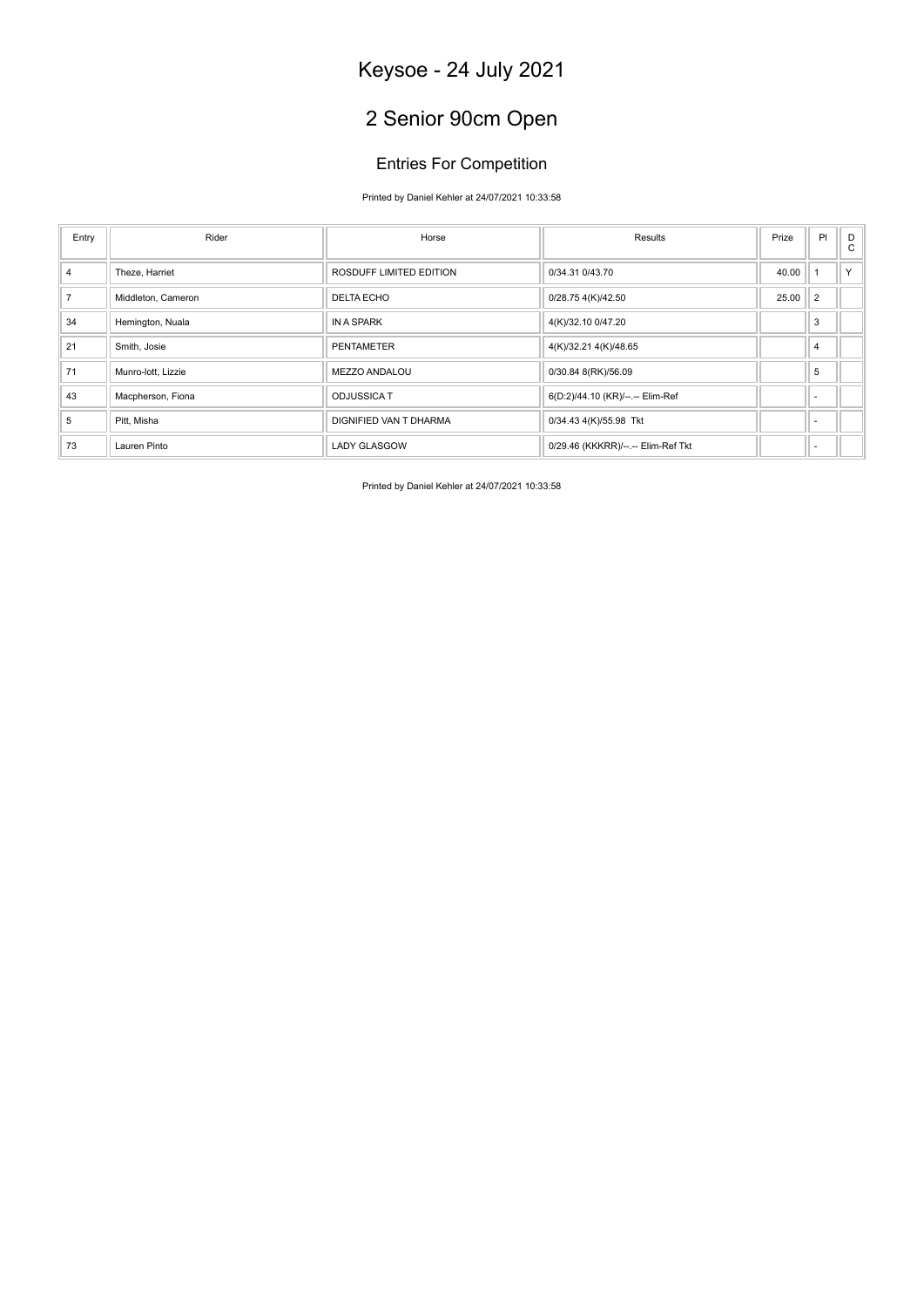# Keysoe - 24 July 2021

## 2 Senior 90cm Open

### Entries For Competition

Printed by Daniel Kehler at 24/07/2021 10:33:58

| Entry | Rider | Horse | Results | Prize | Pl | D C |
|---|---|---|---|---|---|---|
| 4 | Theze, Harriet | ROSDUFF LIMITED EDITION | 0/34.31 0/43.70 | 40.00 | 1 | Y |
| 7 | Middleton, Cameron | DELTA ECHO | 0/28.75 4(K)/42.50 | 25.00 | 2 | |
| 34 | Hemington, Nuala | IN A SPARK | 4(K)/32.10 0/47.20 | | 3 | |
| 21 | Smith, Josie | PENTAMETER | 4(K)/32.21 4(K)/48.65 | | 4 | |
| 71 | Munro-lott, Lizzie | MEZZO ANDALOU | 0/30.84 8(RK)/56.09 | | 5 | |
| 43 | Macpherson, Fiona | ODJUSSICA T | 6(D:2)/44.10 (KR)/--.-- Elim-Ref | | - | |
| 5 | Pitt, Misha | DIGNIFIED VAN T DHARMA | 0/34.43 4(K)/55.98 Tkt | | - | |
| 73 | Lauren Pinto | LADY GLASGOW | 0/29.46 (KKKRR)/--.-- Elim-Ref Tkt | | - | |

Printed by Daniel Kehler at 24/07/2021 10:33:58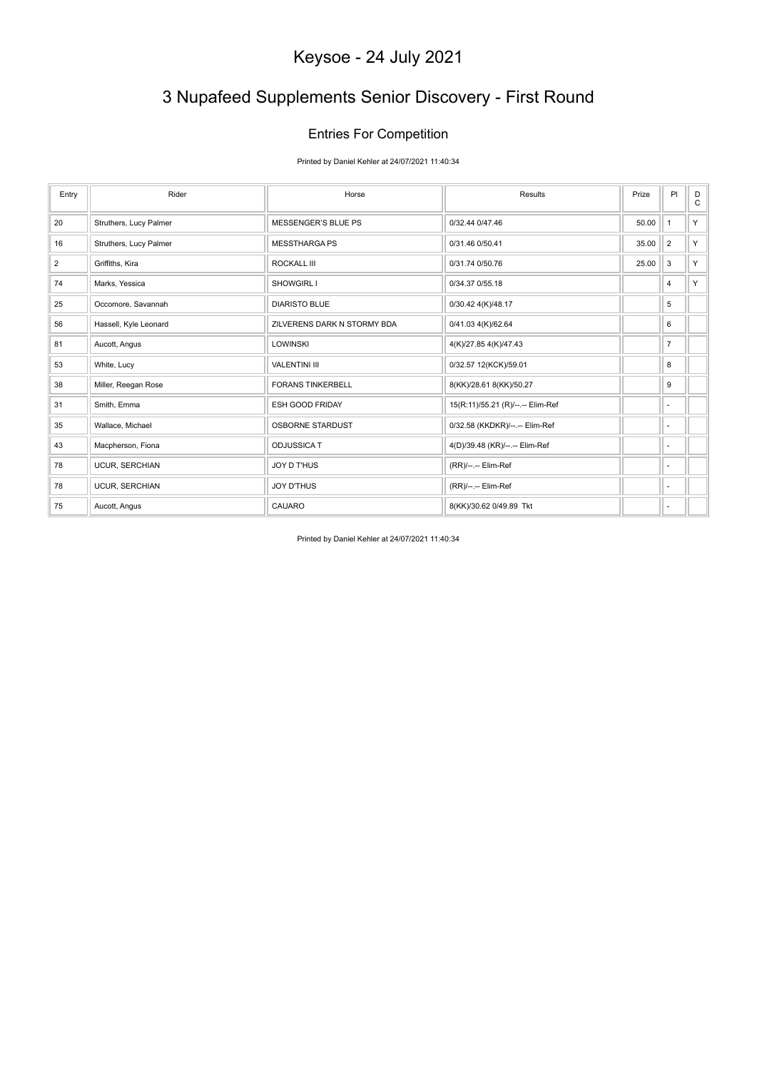# Keysoe - 24 July 2021

# 3 Nupafeed Supplements Senior Discovery - First Round

### Entries For Competition

Printed by Daniel Kehler at 24/07/2021 11:40:34

| Entry | Rider | Horse | Results | Prize | Pl | DC |
|---|---|---|---|---|---|---|
| 20 | Struthers, Lucy Palmer | MESSENGER'S BLUE PS | 0/32.44 0/47.46 | 50.00 | 1 | Y |
| 16 | Struthers, Lucy Palmer | MESSTHARGA PS | 0/31.46 0/50.41 | 35.00 | 2 | Y |
| 2 | Griffiths, Kira | ROCKALL III | 0/31.74 0/50.76 | 25.00 | 3 | Y |
| 74 | Marks, Yessica | SHOWGIRL I | 0/34.37 0/55.18 | | 4 | Y |
| 25 | Occomore, Savannah | DIARISTO BLUE | 0/30.42 4(K)/48.17 | | 5 | |
| 56 | Hassell, Kyle Leonard | ZILVERENS DARK N STORMY BDA | 0/41.03 4(K)/62.64 | | 6 | |
| 81 | Aucott, Angus | LOWINSKI | 4(K)/27.85 4(K)/47.43 | | 7 | |
| 53 | White, Lucy | VALENTINI III | 0/32.57 12(KCK)/59.01 | | 8 | |
| 38 | Miller, Reegan Rose | FORANS TINKERBELL | 8(KK)/28.61 8(KK)/50.27 | | 9 | |
| 31 | Smith, Emma | ESH GOOD FRIDAY | 15(R:11)/55.21 (R)/--.-- Elim-Ref | | - | |
| 35 | Wallace, Michael | OSBORNE STARDUST | 0/32.58 (KKDKR)/--.-- Elim-Ref | | - | |
| 43 | Macpherson, Fiona | ODJUSSICA T | 4(D)/39.48 (KR)/--.-- Elim-Ref | | - | |
| 78 | UCUR, SERCHIAN | JOY D T'HUS | (RR)/--.-- Elim-Ref | | - | |
| 78 | UCUR, SERCHIAN | JOY D'THUS | (RR)/--.-- Elim-Ref | | - | |
| 75 | Aucott, Angus | CAUARO | 8(KK)/30.62 0/49.89 Tkt | | - | |

Printed by Daniel Kehler at 24/07/2021 11:40:34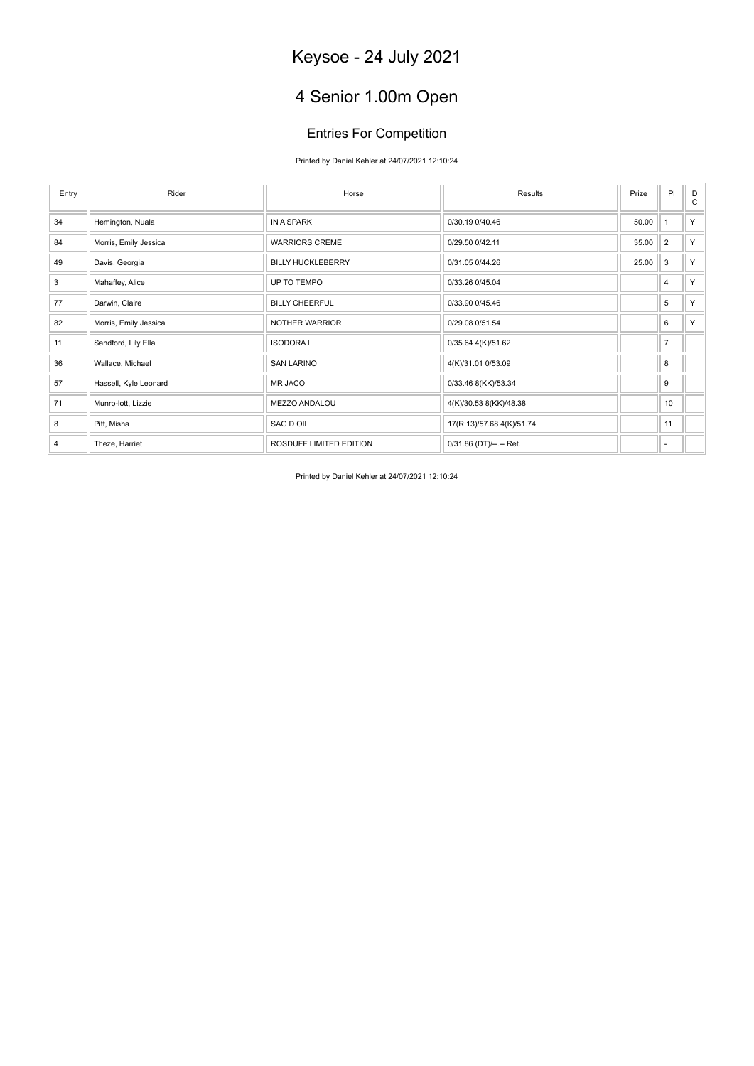# Keysoe - 24 July 2021

# 4 Senior 1.00m Open

### Entries For Competition

Printed by Daniel Kehler at 24/07/2021 12:10:24

| Entry | Rider | Horse | Results | Prize | Pl | D C |
|---|---|---|---|---|---|---|
| 34 | Hemington, Nuala | IN A SPARK | 0/30.19 0/40.46 | 50.00 | 1 | Y |
| 84 | Morris, Emily Jessica | WARRIORS CREME | 0/29.50 0/42.11 | 35.00 | 2 | Y |
| 49 | Davis, Georgia | BILLY HUCKLEBERRY | 0/31.05 0/44.26 | 25.00 | 3 | Y |
| 3 | Mahaffey, Alice | UP TO TEMPO | 0/33.26 0/45.04 | | 4 | Y |
| 77 | Darwin, Claire | BILLY CHEERFUL | 0/33.90 0/45.46 | | 5 | Y |
| 82 | Morris, Emily Jessica | NOTHER WARRIOR | 0/29.08 0/51.54 | | 6 | Y |
| 11 | Sandford, Lily Ella | ISODORA I | 0/35.64 4(K)/51.62 | | 7 | |
| 36 | Wallace, Michael | SAN LARINO | 4(K)/31.01 0/53.09 | | 8 | |
| 57 | Hassell, Kyle Leonard | MR JACO | 0/33.46 8(KK)/53.34 | | 9 | |
| 71 | Munro-lott, Lizzie | MEZZO ANDALOU | 4(K)/30.53 8(KK)/48.38 | | 10 | |
| 8 | Pitt, Misha | SAG D OIL | 17(R:13)/57.68 4(K)/51.74 | | 11 | |
| 4 | Theze, Harriet | ROSDUFF LIMITED EDITION | 0/31.86 (DT)/--.-- Ret. | | - | |

Printed by Daniel Kehler at 24/07/2021 12:10:24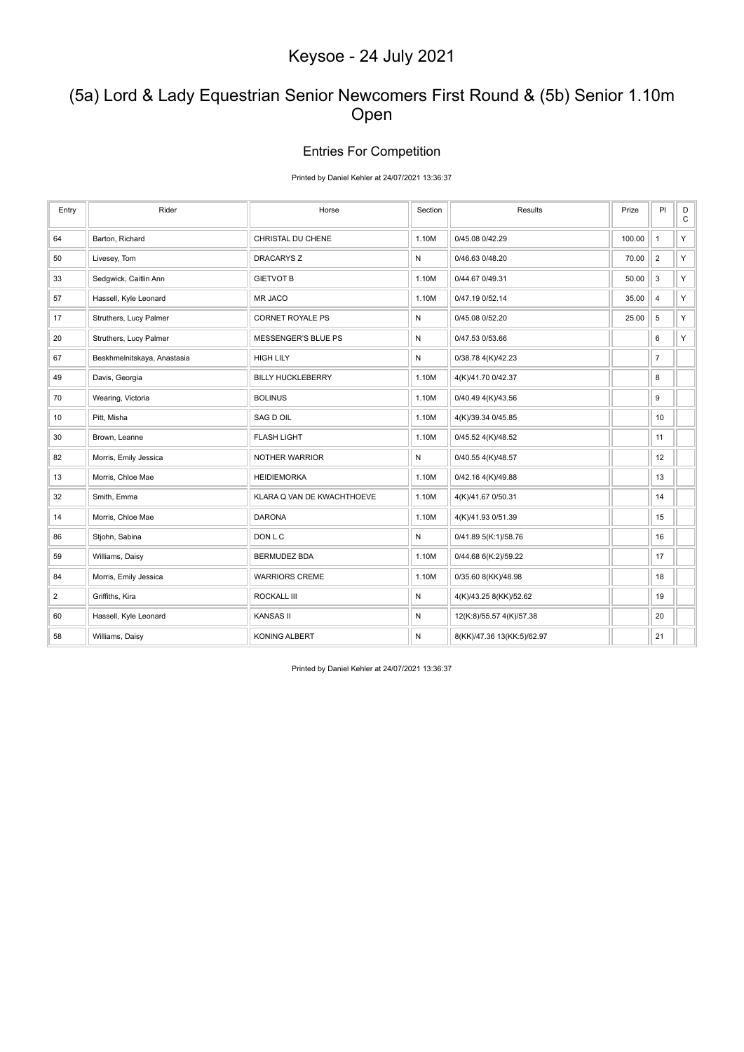# Keysoe - 24 July 2021

## (5a) Lord & Lady Equestrian Senior Newcomers First Round & (5b) Senior 1.10m Open

### Entries For Competition

Printed by Daniel Kehler at 24/07/2021 13:36:37

| Entry | Rider | Horse | Section | Results | Prize | Pl | D C |
|---|---|---|---|---|---|---|---|
| 64 | Barton, Richard | CHRISTAL DU CHENE | 1.10M | 0/45.08 0/42.29 | 100.00 | 1 | Y |
| 50 | Livesey, Tom | DRACARYS Z | N | 0/46.63 0/48.20 | 70.00 | 2 | Y |
| 33 | Sedgwick, Caitlin Ann | GIETVOT B | 1.10M | 0/44.67 0/49.31 | 50.00 | 3 | Y |
| 57 | Hassell, Kyle Leonard | MR JACO | 1.10M | 0/47.19 0/52.14 | 35.00 | 4 | Y |
| 17 | Struthers, Lucy Palmer | CORNET ROYALE PS | N | 0/45.08 0/52.20 | 25.00 | 5 | Y |
| 20 | Struthers, Lucy Palmer | MESSENGER'S BLUE PS | N | 0/47.53 0/53.66 | | 6 | Y |
| 67 | Beskhmelnitskaya, Anastasia | HIGH LILY | N | 0/38.78 4(K)/42.23 | | 7 | |
| 49 | Davis, Georgia | BILLY HUCKLEBERRY | 1.10M | 4(K)/41.70 0/42.37 | | 8 | |
| 70 | Wearing, Victoria | BOLINUS | 1.10M | 0/40.49 4(K)/43.56 | | 9 | |
| 10 | Pitt, Misha | SAG D OIL | 1.10M | 4(K)/39.34 0/45.85 | | 10 | |
| 30 | Brown, Leanne | FLASH LIGHT | 1.10M | 0/45.52 4(K)/48.52 | | 11 | |
| 82 | Morris, Emily Jessica | NOTHER WARRIOR | N | 0/40.55 4(K)/48.57 | | 12 | |
| 13 | Morris, Chloe Mae | HEIDIEMORKA | 1.10M | 0/42.16 4(K)/49.88 | | 13 | |
| 32 | Smith, Emma | KLARA Q VAN DE KWACHTHOEVE | 1.10M | 4(K)/41.67 0/50.31 | | 14 | |
| 14 | Morris, Chloe Mae | DARONA | 1.10M | 4(K)/41.93 0/51.39 | | 15 | |
| 86 | Stjohn, Sabina | DON L C | N | 0/41.89 5(K:1)/58.76 | | 16 | |
| 59 | Williams, Daisy | BERMUDEZ BDA | 1.10M | 0/44.68 6(K:2)/59.22 | | 17 | |
| 84 | Morris, Emily Jessica | WARRIORS CREME | 1.10M | 0/35.60 8(KK)/48.98 | | 18 | |
| 2 | Griffiths, Kira | ROCKALL III | N | 4(K)/43.25 8(KK)/52.62 | | 19 | |
| 60 | Hassell, Kyle Leonard | KANSAS II | N | 12(K:8)/55.57 4(K)/57.38 | | 20 | |
| 58 | Williams, Daisy | KONING ALBERT | N | 8(KK)/47.36 13(KK:5)/62.97 | | 21 | |

Printed by Daniel Kehler at 24/07/2021 13:36:37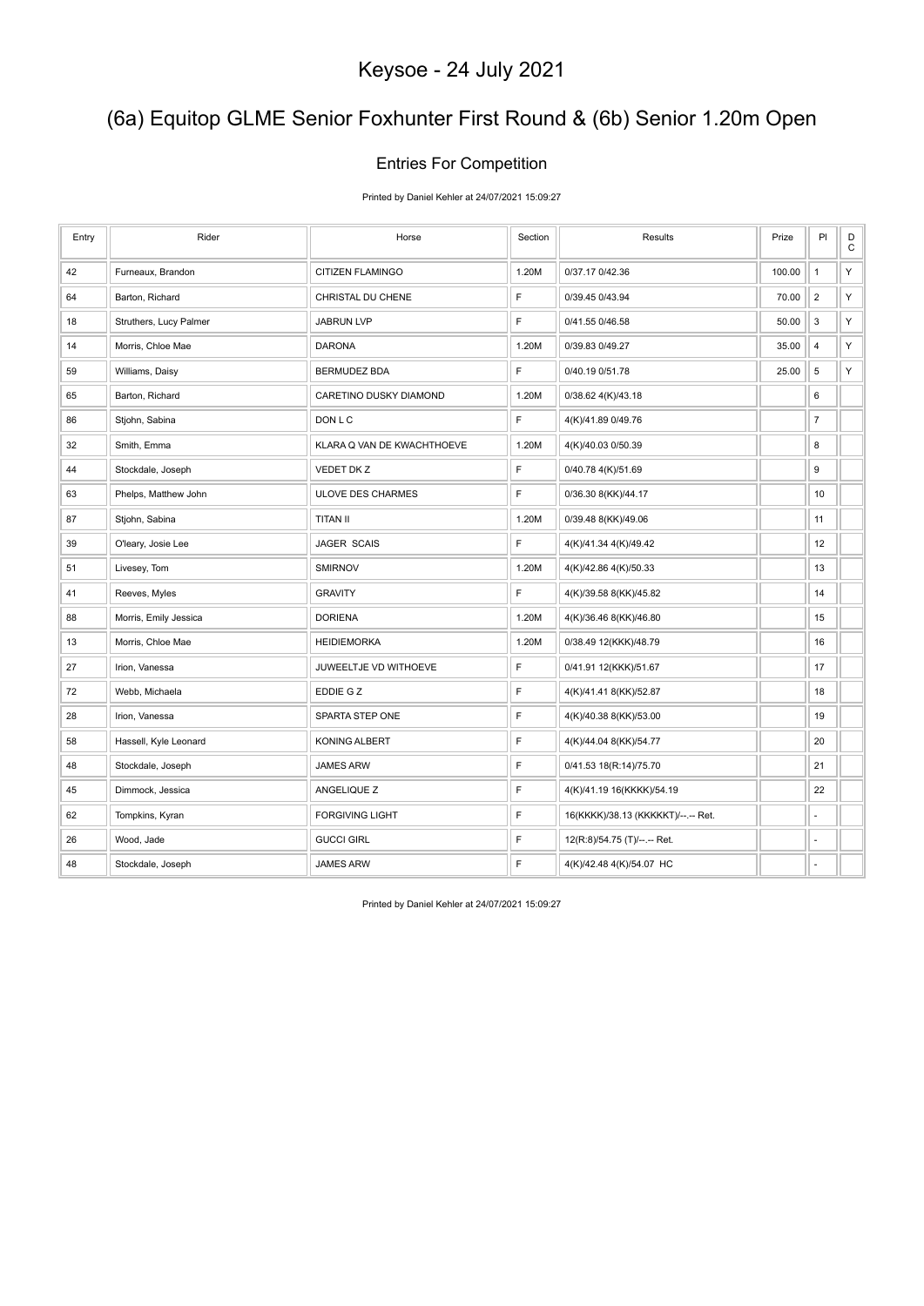# Keysoe - 24 July 2021

## (6a) Equitop GLME Senior Foxhunter First Round & (6b) Senior 1.20m Open

### Entries For Competition

Printed by Daniel Kehler at 24/07/2021 15:09:27

| Entry | Rider | Horse | Section | Results | Prize | Pl | DC |
|---|---|---|---|---|---|---|---|
| 42 | Furneaux, Brandon | CITIZEN FLAMINGO | 1.20M | 0/37.17 0/42.36 | 100.00 | 1 | Y |
| 64 | Barton, Richard | CHRISTAL DU CHENE | F | 0/39.45 0/43.94 | 70.00 | 2 | Y |
| 18 | Struthers, Lucy Palmer | JABRUN LVP | F | 0/41.55 0/46.58 | 50.00 | 3 | Y |
| 14 | Morris, Chloe Mae | DARONA | 1.20M | 0/39.83 0/49.27 | 35.00 | 4 | Y |
| 59 | Williams, Daisy | BERMUDEZ BDA | F | 0/40.19 0/51.78 | 25.00 | 5 | Y |
| 65 | Barton, Richard | CARETINO DUSKY DIAMOND | 1.20M | 0/38.62 4(K)/43.18 | | 6 | |
| 86 | Stjohn, Sabina | DON L C | F | 4(K)/41.89 0/49.76 | | 7 | |
| 32 | Smith, Emma | KLARA Q VAN DE KWACHTHOEVE | 1.20M | 4(K)/40.03 0/50.39 | | 8 | |
| 44 | Stockdale, Joseph | VEDET DK Z | F | 0/40.78 4(K)/51.69 | | 9 | |
| 63 | Phelps, Matthew John | ULOVE DES CHARMES | F | 0/36.30 8(KK)/44.17 | | 10 | |
| 87 | Stjohn, Sabina | TITAN II | 1.20M | 0/39.48 8(KK)/49.06 | | 11 | |
| 39 | O'leary, Josie Lee | JAGER SCAIS | F | 4(K)/41.34 4(K)/49.42 | | 12 | |
| 51 | Livesey, Tom | SMIRNOV | 1.20M | 4(K)/42.86 4(K)/50.33 | | 13 | |
| 41 | Reeves, Myles | GRAVITY | F | 4(K)/39.58 8(KK)/45.82 | | 14 | |
| 88 | Morris, Emily Jessica | DORIENA | 1.20M | 4(K)/36.46 8(KK)/46.80 | | 15 | |
| 13 | Morris, Chloe Mae | HEIDIEMORKA | 1.20M | 0/38.49 12(KKK)/48.79 | | 16 | |
| 27 | Irion, Vanessa | JUWEELTJE VD WITHOEVE | F | 0/41.91 12(KKK)/51.67 | | 17 | |
| 72 | Webb, Michaela | EDDIE G Z | F | 4(K)/41.41 8(KK)/52.87 | | 18 | |
| 28 | Irion, Vanessa | SPARTA STEP ONE | F | 4(K)/40.38 8(KK)/53.00 | | 19 | |
| 58 | Hassell, Kyle Leonard | KONING ALBERT | F | 4(K)/44.04 8(KK)/54.77 | | 20 | |
| 48 | Stockdale, Joseph | JAMES ARW | F | 0/41.53 18(R:14)/75.70 | | 21 | |
| 45 | Dimmock, Jessica | ANGELIQUE Z | F | 4(K)/41.19 16(KKKK)/54.19 | | 22 | |
| 62 | Tompkins, Kyran | FORGIVING LIGHT | F | 16(KKKK)/38.13 (KKKKKT)/--.-- Ret. | | - | |
| 26 | Wood, Jade | GUCCI GIRL | F | 12(R:8)/54.75 (T)/--.-- Ret. | | - | |
| 48 | Stockdale, Joseph | JAMES ARW | F | 4(K)/42.48 4(K)/54.07 HC | | - | |

Printed by Daniel Kehler at 24/07/2021 15:09:27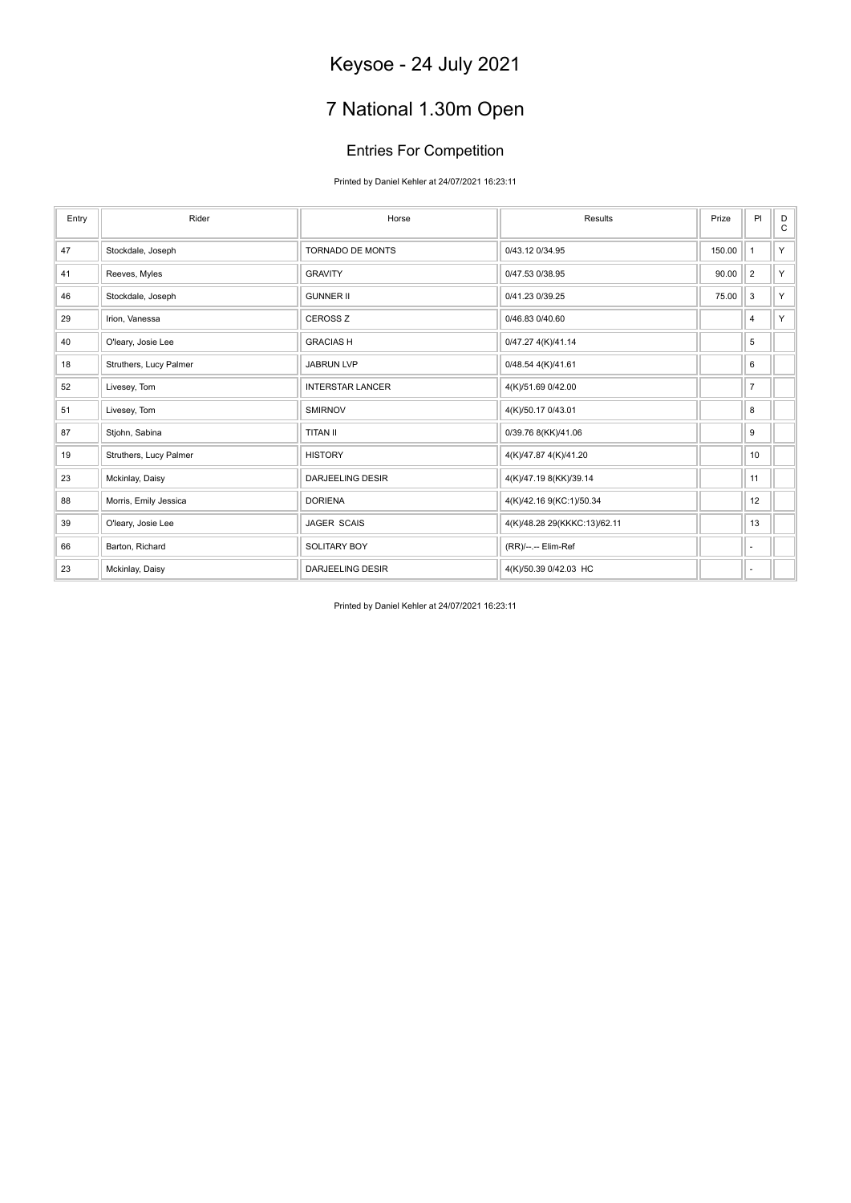# Keysoe - 24 July 2021

## 7 National 1.30m Open

### Entries For Competition

Printed by Daniel Kehler at 24/07/2021 16:23:11

| Entry | Rider | Horse | Results | Prize | Pl | DC |
| --- | --- | --- | --- | --- | --- | --- |
| 47 | Stockdale, Joseph | TORNADO DE MONTS | 0/43.12 0/34.95 | 150.00 | 1 | Y |
| 41 | Reeves, Myles | GRAVITY | 0/47.53 0/38.95 | 90.00 | 2 | Y |
| 46 | Stockdale, Joseph | GUNNER II | 0/41.23 0/39.25 | 75.00 | 3 | Y |
| 29 | Irion, Vanessa | CEROSS Z | 0/46.83 0/40.60 | | 4 | Y |
| 40 | O'leary, Josie Lee | GRACIAS H | 0/47.27 4(K)/41.14 | | 5 | |
| 18 | Struthers, Lucy Palmer | JABRUN LVP | 0/48.54 4(K)/41.61 | | 6 | |
| 52 | Livesey, Tom | INTERSTAR LANCER | 4(K)/51.69 0/42.00 | | 7 | |
| 51 | Livesey, Tom | SMIRNOV | 4(K)/50.17 0/43.01 | | 8 | |
| 87 | Stjohn, Sabina | TITAN II | 0/39.76 8(KK)/41.06 | | 9 | |
| 19 | Struthers, Lucy Palmer | HISTORY | 4(K)/47.87 4(K)/41.20 | | 10 | |
| 23 | Mckinlay, Daisy | DARJEELING DESIR | 4(K)/47.19 8(KK)/39.14 | | 11 | |
| 88 | Morris, Emily Jessica | DORIENA | 4(K)/42.16 9(KC:1)/50.34 | | 12 | |
| 39 | O'leary, Josie Lee | JAGER SCAIS | 4(K)/48.28 29(KKKC:13)/62.11 | | 13 | |
| 66 | Barton, Richard | SOLITARY BOY | (RR)/--.-- Elim-Ref | | - | |
| 23 | Mckinlay, Daisy | DARJEELING DESIR | 4(K)/50.39 0/42.03 HC | | - | |

Printed by Daniel Kehler at 24/07/2021 16:23:11